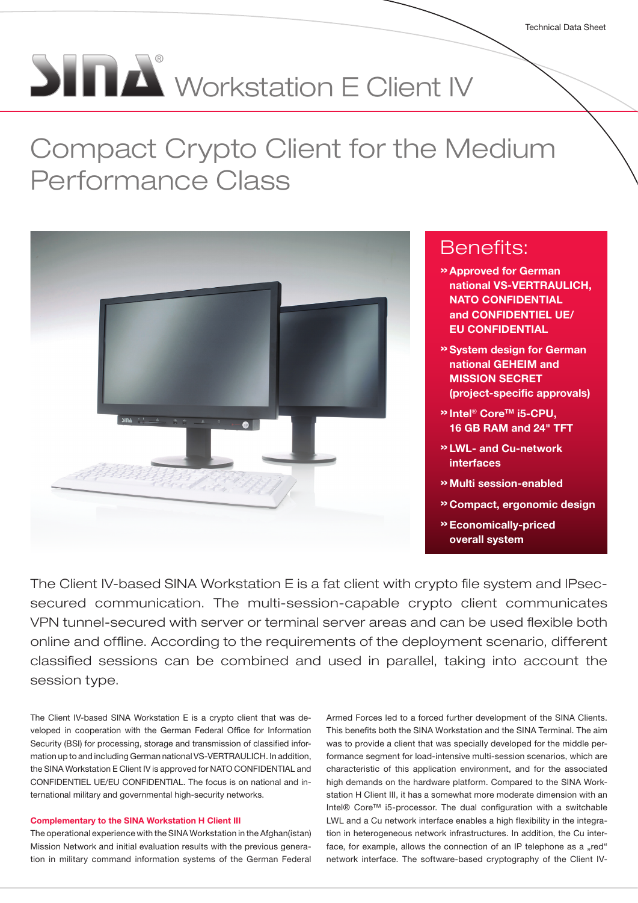Technical Data Sheet

# SINA® Workstation E Client IV

## Compact Crypto Client for the Medium Performance Class

### Benefits:

- » Approved for German national VS-VERTRAULICH, NATO CONFIDENTIAL and CONFIDENTIEL UE/ EU CONFIDENTIAL
- » System design for German national GEHEIM and MISSION SECRET (project-specific approvals)
- » Intel® Core™ i5-CPU, 16 GB RAM and 24" TFT
- » LWL- and Cu-network interfaces
- » Multi session-enabled
- » Compact, ergonomic design
- » Economically-priced overall system

The Client IV-based SINA Workstation E is a fat client with crypto file system and IPsec-secured communication. The multi-session-capable crypto client communicates VPN tunnel-secured with server or terminal server areas and can be used flexible both online and offline. According to the requirements of the deployment scenario, different classified sessions can be combined and used in parallel, taking into account the session type.

The Client IV-based SINA Workstation E is a crypto client that was developed in cooperation with the German Federal Office for Information Security (BSI) for processing, storage and transmission of classified information up to and including German national VS-VERTRAULICH. In addition, the SINA Workstation E Client IV is approved for NATO CONFIDENTIAL and CONFIDENTIEL UE/EU CONFIDENTIAL. The focus is on national and international military and governmental high-security networks.

**Complementary to the SINA Workstation H Client III**

The operational experience with the SINA Workstation in the Afghan(istan) Mission Network and initial evaluation results with the previous generation in military command information systems of the German Federal Armed Forces led to a forced further development of the SINA Clients. This benefits both the SINA Workstation and the SINA Terminal. The aim was to provide a client that was specially developed for the middle performance segment for load-intensive multi-session scenarios, which are characteristic of this application environment, and for the associated high demands on the hardware platform. Compared to the SINA Workstation H Client III, it has a somewhat more moderate dimension with an Intel® Core™ i5-processor. The dual configuration with a switchable LWL and a Cu network interface enables a high flexibility in the integration in heterogeneous network infrastructures. In addition, the Cu interface, for example, allows the connection of an IP telephone as a „red" network interface. The software-based cryptography of the Client IV-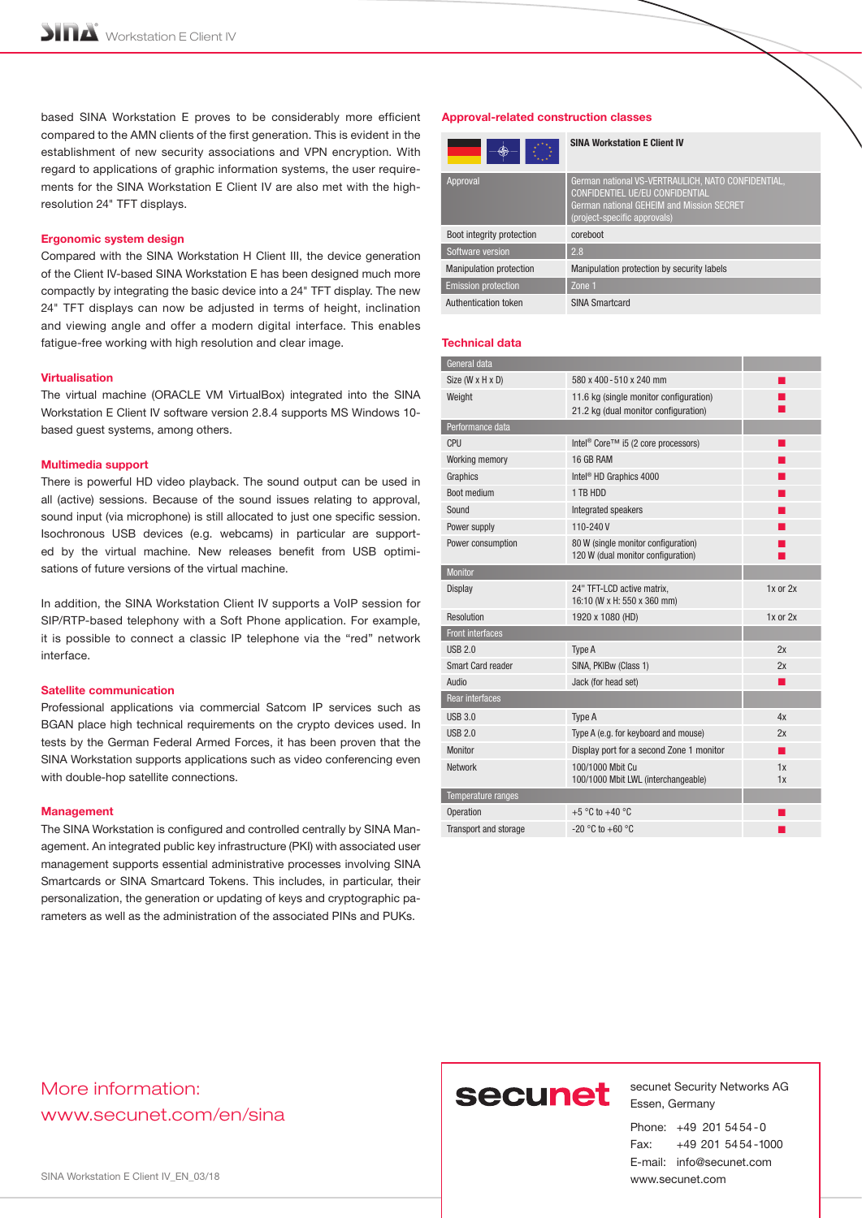based SINA Workstation E proves to be considerably more efficient compared to the AMN clients of the first generation. This is evident in the establishment of new security associations and VPN encryption. With regard to applications of graphic information systems, the user requirements for the SINA Workstation E Client IV are also met with the high-resolution 24" TFT displays.

## Ergonomic system design

Compared with the SINA Workstation H Client III, the device generation of the Client IV-based SINA Workstation E has been designed much more compactly by integrating the basic device into a 24" TFT display. The new 24" TFT displays can now be adjusted in terms of height, inclination and viewing angle and offer a modern digital interface. This enables fatigue-free working with high resolution and clear image.

## Virtualisation

The virtual machine (ORACLE VM VirtualBox) integrated into the SINA Workstation E Client IV software version 2.8.4 supports MS Windows 10-based guest systems, among others.

## Multimedia support

There is powerful HD video playback. The sound output can be used in all (active) sessions. Because of the sound issues relating to approval, sound input (via microphone) is still allocated to just one specific session. Isochronous USB devices (e.g. webcams) in particular are supported by the virtual machine. New releases benefit from USB optimisations of future versions of the virtual machine.

In addition, the SINA Workstation Client IV supports a VoIP session for SIP/RTP-based telephony with a Soft Phone application. For example, it is possible to connect a classic IP telephone via the "red" network interface.

## Satellite communication

Professional applications via commercial Satcom IP services such as BGAN place high technical requirements on the crypto devices used. In tests by the German Federal Armed Forces, it has been proven that the SINA Workstation supports applications such as video conferencing even with double-hop satellite connections.

## Management

The SINA Workstation is configured and controlled centrally by SINA Management. An integrated public key infrastructure (PKI) with associated user management supports essential administrative processes involving SINA Smartcards or SINA Smartcard Tokens. This includes, in particular, their personalization, the generation or updating of keys and cryptographic parameters as well as the administration of the associated PINs and PUKs.

## Approval-related construction classes

| | SINA Workstation E Client IV |
|---|---|
| Approval | German national VS-VERTRAULICH, NATO CONFIDENTIAL, CONFIDENTIEL UE/EU CONFIDENTIAL<br>German national GEHEIM and Mission SECRET (project-specific approvals) |
| Boot integrity protection | coreboot |
| Software version | 2.8 |
| Manipulation protection | Manipulation protection by security labels |
| Emission protection | Zone 1 |
| Authentication token | SINA Smartcard |

## Technical data

| | | |
|---|---|---|
| **General data** | | |
| Size (W x H x D) | 580 x 400 - 510 x 240 mm | ■ |
| Weight | 11.6 kg (single monitor configuration)<br>21.2 kg (dual monitor configuration) | ■<br>■ |
| **Performance data** | | |
| CPU | Intel® Core™ i5 (2 core processors) | ■ |
| Working memory | 16 GB RAM | ■ |
| Graphics | Intel® HD Graphics 4000 | ■ |
| Boot medium | 1 TB HDD | ■ |
| Sound | Integrated speakers | ■ |
| Power supply | 110-240 V | ■ |
| Power consumption | 80 W (single monitor configuration)<br>120 W (dual monitor configuration) | ■<br>■ |
| **Monitor** | | |
| Display | 24" TFT-LCD active matrix,<br>16:10 (W x H: 550 x 360 mm) | 1x or 2x |
| Resolution | 1920 x 1080 (HD) | 1x or 2x |
| **Front interfaces** | | |
| USB 2.0 | Type A | 2x |
| Smart Card reader | SINA, PKIBw (Class 1) | 2x |
| Audio | Jack (for head set) | ■ |
| **Rear interfaces** | | |
| USB 3.0 | Type A | 4x |
| USB 2.0 | Type A (e.g. for keyboard and mouse) | 2x |
| Monitor | Display port for a second Zone 1 monitor | ■ |
| Network | 100/1000 Mbit Cu<br>100/1000 Mbit LWL (interchangeable) | 1x<br>1x |
| **Temperature ranges** | | |
| Operation | +5 °C to +40 °C | ■ |
| Transport and storage | -20 °C to +60 °C | ■ |

More information:
www.secunet.com/en/sina

secunet

secunet Security Networks AG
Essen, Germany

Phone: +49 201 5454-0
Fax: +49 201 5454-1000
E-mail: info@secunet.com
www.secunet.com

SINA Workstation E Client IV_EN_03/18